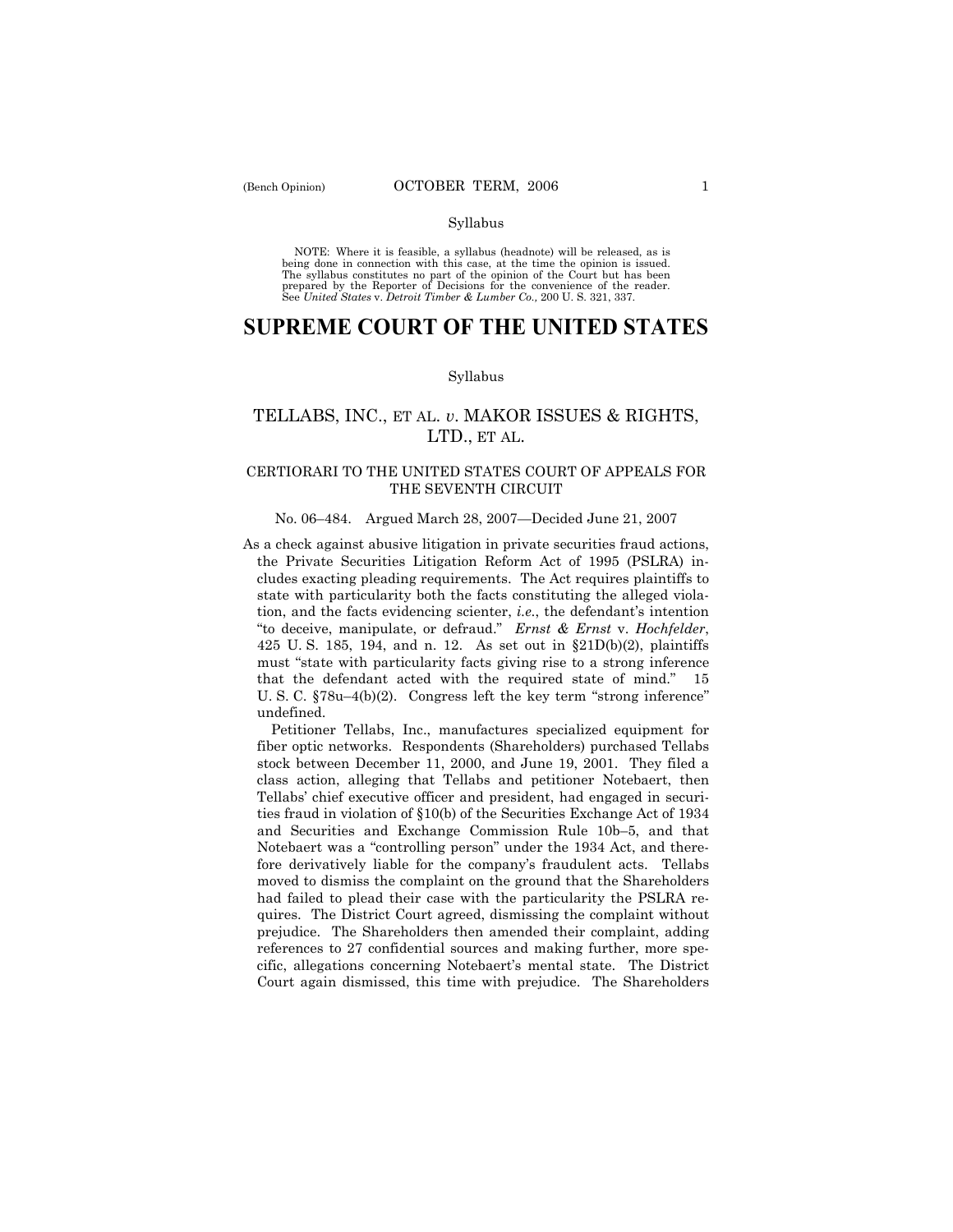Syllabus

NOTE: Where it is feasible, a syllabus (headnote) will be released, as is being done in connection with this case, at the time the opinion is issued. The syllabus constitutes no part of the opinion of the Court but has been prepared by the Reporter of Decisions for the convenience of the reader. See *United States* v. *Detroit Timber & Lumber Co.,* 200 U. S. 321, 337.

# SUPREME COURT OF THE UNITED STATES

Syllabus

## TELLABS, INC., ET AL. *v*. MAKOR ISSUES & RIGHTS, LTD., ET AL.

### CERTIORARI TO THE UNITED STATES COURT OF APPEALS FOR THE SEVENTH CIRCUIT

No. 06–484. Argued March 28, 2007—Decided June 21, 2007

As a check against abusive litigation in private securities fraud actions, the Private Securities Litigation Reform Act of 1995 (PSLRA) includes exacting pleading requirements. The Act requires plaintiffs to state with particularity both the facts constituting the alleged violation, and the facts evidencing scienter, *i.e.*, the defendant's intention "to deceive, manipulate, or defraud." *Ernst & Ernst* v. *Hochfelder*, 425 U. S. 185, 194, and n. 12. As set out in §21D(b)(2), plaintiffs must "state with particularity facts giving rise to a strong inference that the defendant acted with the required state of mind." 15 U. S. C. §78u–4(b)(2). Congress left the key term "strong inference" undefined.

Petitioner Tellabs, Inc., manufactures specialized equipment for fiber optic networks. Respondents (Shareholders) purchased Tellabs stock between December 11, 2000, and June 19, 2001. They filed a class action, alleging that Tellabs and petitioner Notebaert, then Tellabs' chief executive officer and president, had engaged in securities fraud in violation of §10(b) of the Securities Exchange Act of 1934 and Securities and Exchange Commission Rule 10b–5, and that Notebaert was a "controlling person" under the 1934 Act, and therefore derivatively liable for the company's fraudulent acts. Tellabs moved to dismiss the complaint on the ground that the Shareholders had failed to plead their case with the particularity the PSLRA requires. The District Court agreed, dismissing the complaint without prejudice. The Shareholders then amended their complaint, adding references to 27 confidential sources and making further, more specific, allegations concerning Notebaert's mental state. The District Court again dismissed, this time with prejudice. The Shareholders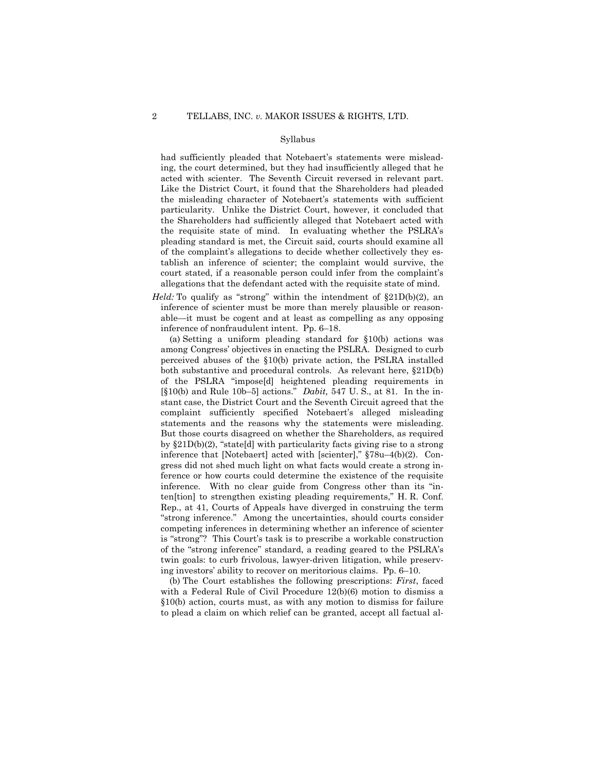Syllabus

had sufficiently pleaded that Notebaert's statements were misleading, the court determined, but they had insufficiently alleged that he acted with scienter. The Seventh Circuit reversed in relevant part. Like the District Court, it found that the Shareholders had pleaded the misleading character of Notebaert's statements with sufficient particularity. Unlike the District Court, however, it concluded that the Shareholders had sufficiently alleged that Notebaert acted with the requisite state of mind. In evaluating whether the PSLRA's pleading standard is met, the Circuit said, courts should examine all of the complaint's allegations to decide whether collectively they establish an inference of scienter; the complaint would survive, the court stated, if a reasonable person could infer from the complaint's allegations that the defendant acted with the requisite state of mind.

*Held:* To qualify as "strong" within the intendment of §21D(b)(2), an inference of scienter must be more than merely plausible or reasonable—it must be cogent and at least as compelling as any opposing inference of nonfraudulent intent. Pp. 6–18.

(a) Setting a uniform pleading standard for §10(b) actions was among Congress' objectives in enacting the PSLRA. Designed to curb perceived abuses of the §10(b) private action, the PSLRA installed both substantive and procedural controls. As relevant here, §21D(b) of the PSLRA "impose[d] heightened pleading requirements in [§10(b) and Rule 10b–5] actions." *Dabit,* 547 U. S., at 81. In the instant case, the District Court and the Seventh Circuit agreed that the complaint sufficiently specified Notebaert's alleged misleading statements and the reasons why the statements were misleading. But those courts disagreed on whether the Shareholders, as required by §21D(b)(2), "state[d] with particularity facts giving rise to a strong inference that [Notebaert] acted with [scienter]," §78u–4(b)(2). Congress did not shed much light on what facts would create a strong inference or how courts could determine the existence of the requisite inference. With no clear guide from Congress other than its "inten[tion] to strengthen existing pleading requirements," H. R. Conf. Rep., at 41, Courts of Appeals have diverged in construing the term "strong inference." Among the uncertainties, should courts consider competing inferences in determining whether an inference of scienter is "strong"? This Court's task is to prescribe a workable construction of the "strong inference" standard, a reading geared to the PSLRA's twin goals: to curb frivolous, lawyer-driven litigation, while preserving investors' ability to recover on meritorious claims. Pp. 6–10.

(b) The Court establishes the following prescriptions: *First*, faced with a Federal Rule of Civil Procedure 12(b)(6) motion to dismiss a §10(b) action, courts must, as with any motion to dismiss for failure to plead a claim on which relief can be granted, accept all factual al-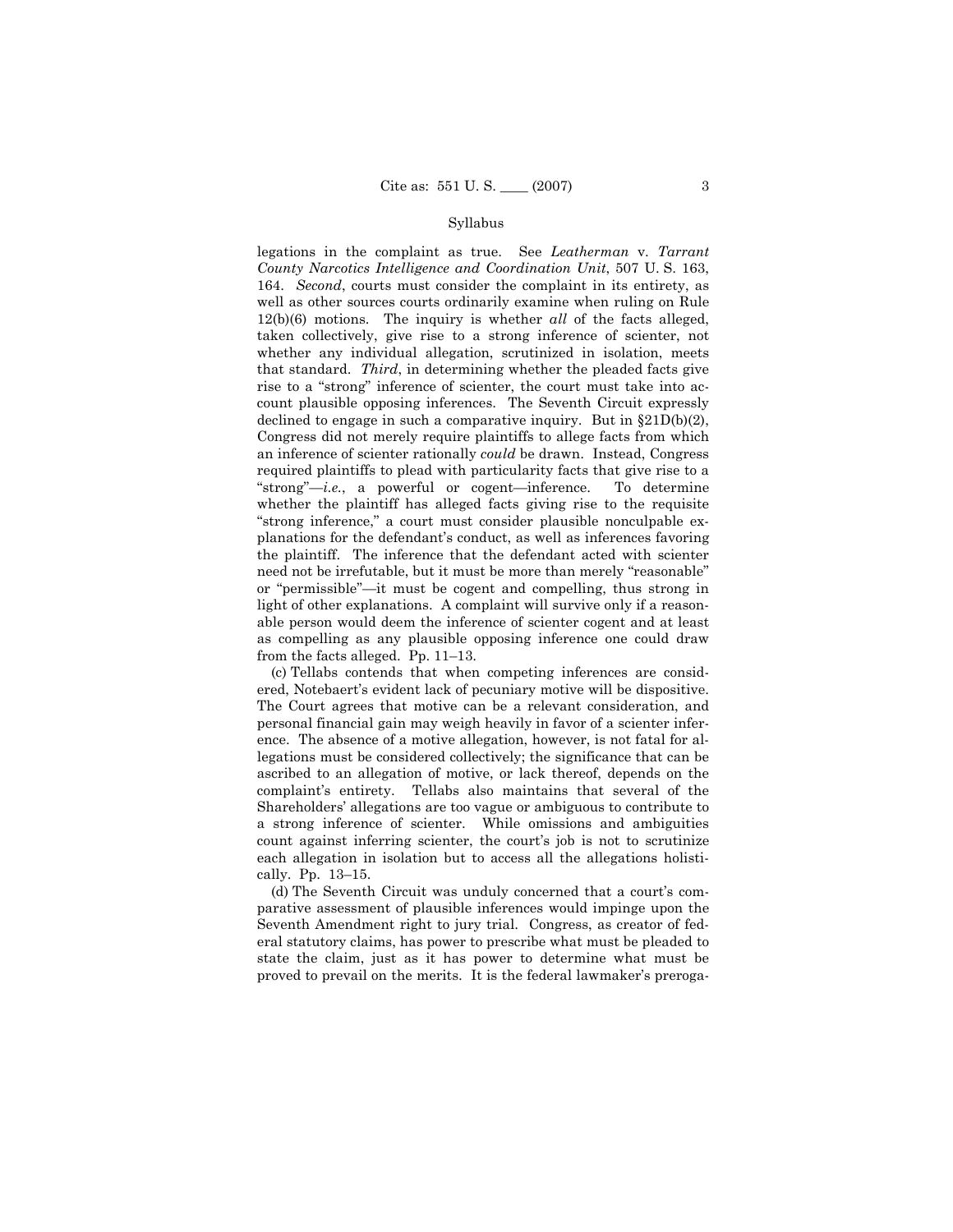legations in the complaint as true. See *Leatherman* v. *Tarrant County Narcotics Intelligence and Coordination Unit*, 507 U. S. 163, 164. *Second*, courts must consider the complaint in its entirety, as well as other sources courts ordinarily examine when ruling on Rule 12(b)(6) motions. The inquiry is whether *all* of the facts alleged, taken collectively, give rise to a strong inference of scienter, not whether any individual allegation, scrutinized in isolation, meets that standard. *Third*, in determining whether the pleaded facts give rise to a "strong" inference of scienter, the court must take into account plausible opposing inferences. The Seventh Circuit expressly declined to engage in such a comparative inquiry. But in §21D(b)(2), Congress did not merely require plaintiffs to allege facts from which an inference of scienter rationally *could* be drawn. Instead, Congress required plaintiffs to plead with particularity facts that give rise to a "strong"—*i.e.*, a powerful or cogent—inference. To determine whether the plaintiff has alleged facts giving rise to the requisite "strong inference," a court must consider plausible nonculpable explanations for the defendant's conduct, as well as inferences favoring the plaintiff. The inference that the defendant acted with scienter need not be irrefutable, but it must be more than merely "reasonable" or "permissible"—it must be cogent and compelling, thus strong in light of other explanations. A complaint will survive only if a reasonable person would deem the inference of scienter cogent and at least as compelling as any plausible opposing inference one could draw from the facts alleged. Pp. 11–13.

(c) Tellabs contends that when competing inferences are considered, Notebaert's evident lack of pecuniary motive will be dispositive. The Court agrees that motive can be a relevant consideration, and personal financial gain may weigh heavily in favor of a scienter inference. The absence of a motive allegation, however, is not fatal for allegations must be considered collectively; the significance that can be ascribed to an allegation of motive, or lack thereof, depends on the complaint's entirety. Tellabs also maintains that several of the Shareholders' allegations are too vague or ambiguous to contribute to a strong inference of scienter. While omissions and ambiguities count against inferring scienter, the court's job is not to scrutinize each allegation in isolation but to access all the allegations holistically. Pp. 13–15.

(d) The Seventh Circuit was unduly concerned that a court's comparative assessment of plausible inferences would impinge upon the Seventh Amendment right to jury trial. Congress, as creator of federal statutory claims, has power to prescribe what must be pleaded to state the claim, just as it has power to determine what must be proved to prevail on the merits. It is the federal lawmaker's preroga-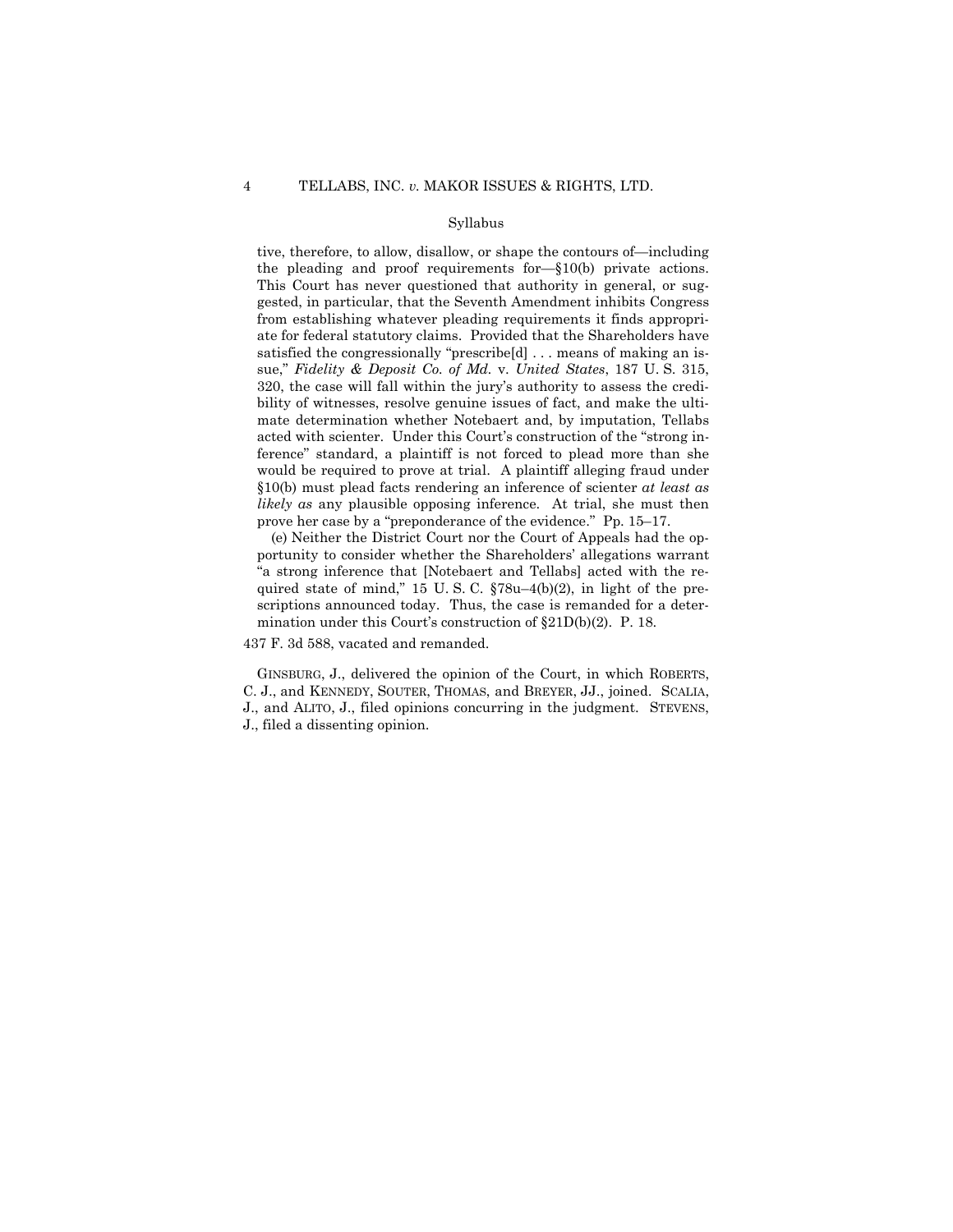tive, therefore, to allow, disallow, or shape the contours of—including the pleading and proof requirements for—§10(b) private actions. This Court has never questioned that authority in general, or suggested, in particular, that the Seventh Amendment inhibits Congress from establishing whatever pleading requirements it finds appropriate for federal statutory claims. Provided that the Shareholders have satisfied the congressionally "prescribe[d] . . . means of making an issue," *Fidelity & Deposit Co. of Md.* v. *United States*, 187 U. S. 315, 320, the case will fall within the jury's authority to assess the credibility of witnesses, resolve genuine issues of fact, and make the ultimate determination whether Notebaert and, by imputation, Tellabs acted with scienter. Under this Court's construction of the "strong inference" standard, a plaintiff is not forced to plead more than she would be required to prove at trial. A plaintiff alleging fraud under §10(b) must plead facts rendering an inference of scienter *at least as likely as* any plausible opposing inference. At trial, she must then prove her case by a "preponderance of the evidence." Pp. 15–17.

(e) Neither the District Court nor the Court of Appeals had the opportunity to consider whether the Shareholders' allegations warrant "a strong inference that [Notebaert and Tellabs] acted with the required state of mind," 15 U. S. C. §78u–4(b)(2), in light of the prescriptions announced today. Thus, the case is remanded for a determination under this Court's construction of §21D(b)(2). P. 18.

437 F. 3d 588, vacated and remanded.

GINSBURG, J., delivered the opinion of the Court, in which ROBERTS, C. J., and KENNEDY, SOUTER, THOMAS, and BREYER, JJ., joined. SCALIA, J., and ALITO, J., filed opinions concurring in the judgment. STEVENS, J., filed a dissenting opinion.